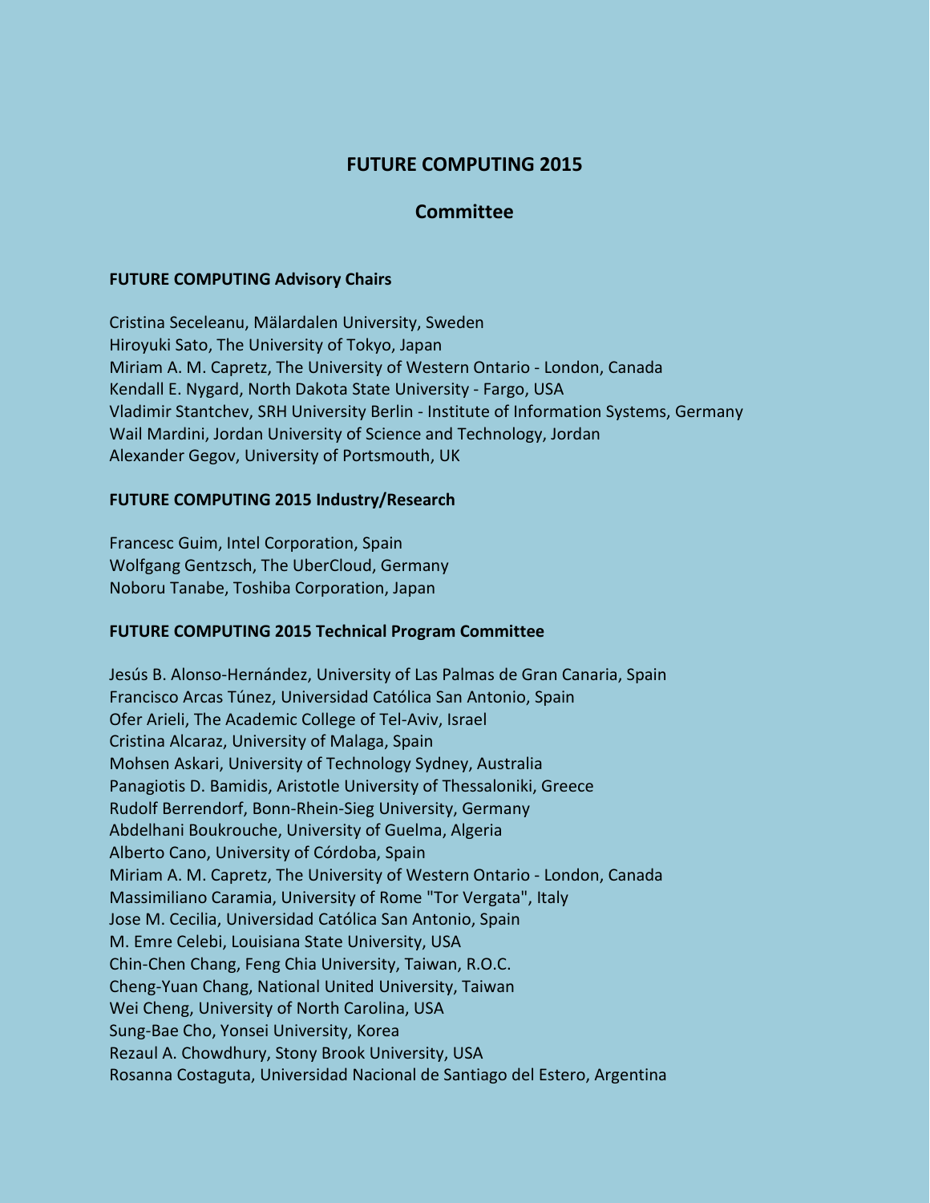# FUTURE COMPUTING 2015

## Committee

### FUTURE COMPUTING Advisory Chairs

Cristina Seceleanu, Mälardalen University, Sweden
Hiroyuki Sato, The University of Tokyo, Japan
Miriam A. M. Capretz, The University of Western Ontario - London, Canada
Kendall E. Nygard, North Dakota State University - Fargo, USA
Vladimir Stantchev, SRH University Berlin - Institute of Information Systems, Germany
Wail Mardini, Jordan University of Science and Technology, Jordan
Alexander Gegov, University of Portsmouth, UK

### FUTURE COMPUTING 2015 Industry/Research

Francesc Guim, Intel Corporation, Spain
Wolfgang Gentzsch, The UberCloud, Germany
Noboru Tanabe, Toshiba Corporation, Japan

### FUTURE COMPUTING 2015 Technical Program Committee

Jesús B. Alonso-Hernández, University of Las Palmas de Gran Canaria, Spain
Francisco Arcas Túnez, Universidad Católica San Antonio, Spain
Ofer Arieli, The Academic College of Tel-Aviv, Israel
Cristina Alcaraz, University of Malaga, Spain
Mohsen Askari, University of Technology Sydney, Australia
Panagiotis D. Bamidis, Aristotle University of Thessaloniki, Greece
Rudolf Berrendorf, Bonn-Rhein-Sieg University, Germany
Abdelhani Boukrouche, University of Guelma, Algeria
Alberto Cano, University of Córdoba, Spain
Miriam A. M. Capretz, The University of Western Ontario - London, Canada
Massimiliano Caramia, University of Rome "Tor Vergata", Italy
Jose M. Cecilia, Universidad Católica San Antonio, Spain
M. Emre Celebi, Louisiana State University, USA
Chin-Chen Chang, Feng Chia University, Taiwan, R.O.C.
Cheng-Yuan Chang, National United University, Taiwan
Wei Cheng, University of North Carolina, USA
Sung-Bae Cho, Yonsei University, Korea
Rezaul A. Chowdhury, Stony Brook University, USA
Rosanna Costaguta, Universidad Nacional de Santiago del Estero, Argentina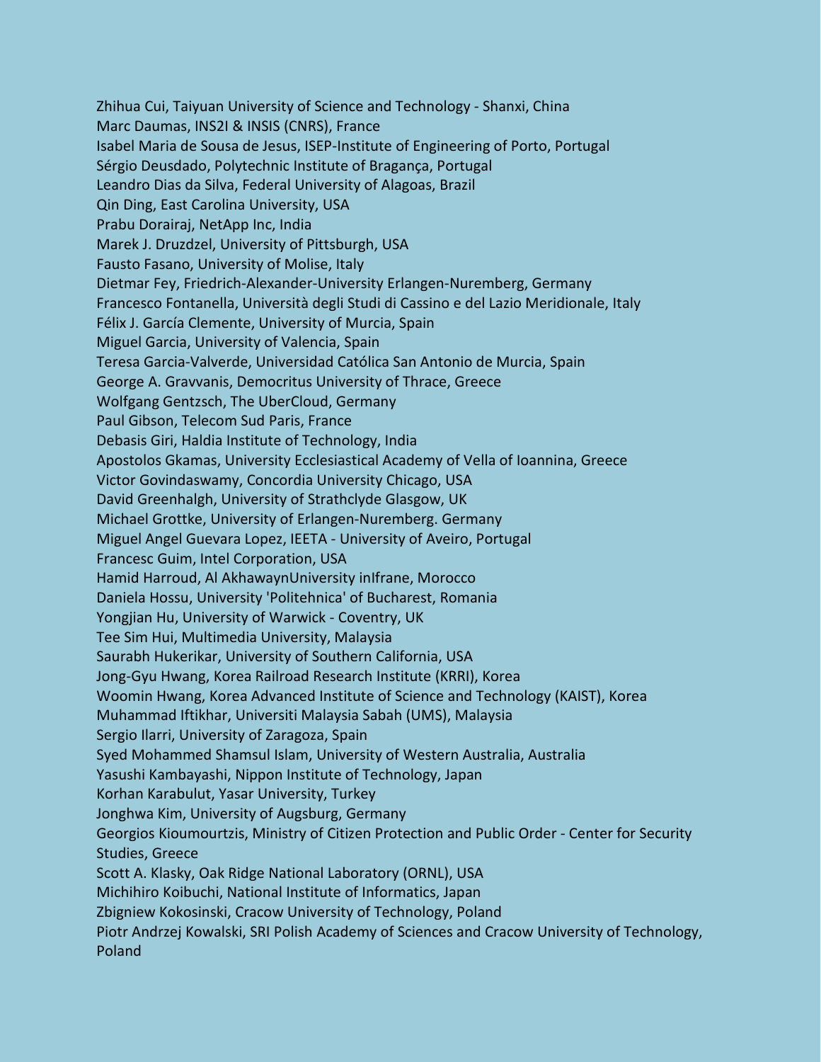Zhihua Cui, Taiyuan University of Science and Technology - Shanxi, China
Marc Daumas, INS2I & INSIS (CNRS), France
Isabel Maria de Sousa de Jesus, ISEP-Institute of Engineering of Porto, Portugal
Sérgio Deusdado, Polytechnic Institute of Bragança, Portugal
Leandro Dias da Silva, Federal University of Alagoas, Brazil
Qin Ding, East Carolina University, USA
Prabu Dorairaj, NetApp Inc, India
Marek J. Druzdzel, University of Pittsburgh, USA
Fausto Fasano, University of Molise, Italy
Dietmar Fey, Friedrich-Alexander-University Erlangen-Nuremberg, Germany
Francesco Fontanella, Università degli Studi di Cassino e del Lazio Meridionale, Italy
Félix J. García Clemente, University of Murcia, Spain
Miguel Garcia, University of Valencia, Spain
Teresa Garcia-Valverde, Universidad Católica San Antonio de Murcia, Spain
George A. Gravvanis, Democritus University of Thrace, Greece
Wolfgang Gentzsch, The UberCloud, Germany
Paul Gibson, Telecom Sud Paris, France
Debasis Giri, Haldia Institute of Technology, India
Apostolos Gkamas, University Ecclesiastical Academy of Vella of Ioannina, Greece
Victor Govindaswamy, Concordia University Chicago, USA
David Greenhalgh, University of Strathclyde Glasgow, UK
Michael Grottke, University of Erlangen-Nuremberg. Germany
Miguel Angel Guevara Lopez, IEETA - University of Aveiro, Portugal
Francesc Guim, Intel Corporation, USA
Hamid Harroud, Al AkhawaynUniversity inIfrane, Morocco
Daniela Hossu, University 'Politehnica' of Bucharest, Romania
Yongjian Hu, University of Warwick - Coventry, UK
Tee Sim Hui, Multimedia University, Malaysia
Saurabh Hukerikar, University of Southern California, USA
Jong-Gyu Hwang, Korea Railroad Research Institute (KRRI), Korea
Woomin Hwang, Korea Advanced Institute of Science and Technology (KAIST), Korea
Muhammad Iftikhar, Universiti Malaysia Sabah (UMS), Malaysia
Sergio Ilarri, University of Zaragoza, Spain
Syed Mohammed Shamsul Islam, University of Western Australia, Australia
Yasushi Kambayashi, Nippon Institute of Technology, Japan
Korhan Karabulut, Yasar University, Turkey
Jonghwa Kim, University of Augsburg, Germany
Georgios Kioumourtzis, Ministry of Citizen Protection and Public Order - Center for Security Studies, Greece
Scott A. Klasky, Oak Ridge National Laboratory (ORNL), USA
Michihiro Koibuchi, National Institute of Informatics, Japan
Zbigniew Kokosinski, Cracow University of Technology, Poland
Piotr Andrzej Kowalski, SRI Polish Academy of Sciences and Cracow University of Technology, Poland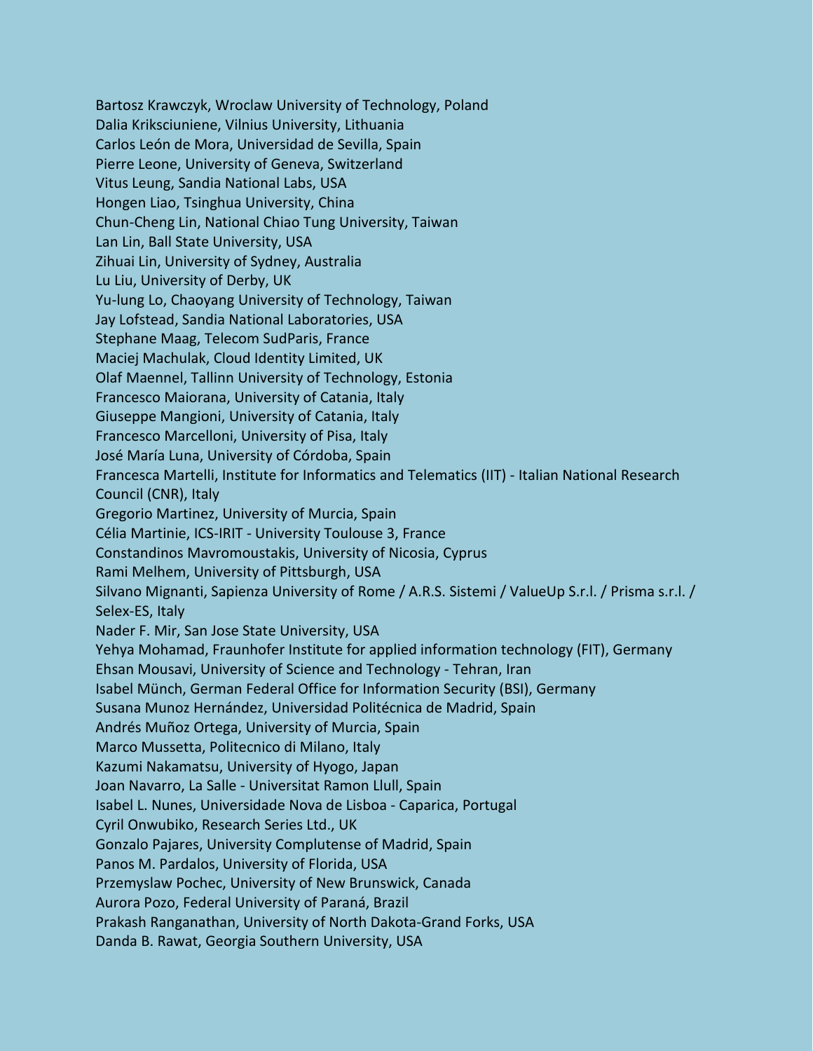Bartosz Krawczyk, Wroclaw University of Technology, Poland
Dalia Kriksciuniene, Vilnius University, Lithuania
Carlos León de Mora, Universidad de Sevilla, Spain
Pierre Leone, University of Geneva, Switzerland
Vitus Leung, Sandia National Labs, USA
Hongen Liao, Tsinghua University, China
Chun-Cheng Lin, National Chiao Tung University, Taiwan
Lan Lin, Ball State University, USA
Zihuai Lin, University of Sydney, Australia
Lu Liu, University of Derby, UK
Yu-lung Lo, Chaoyang University of Technology, Taiwan
Jay Lofstead, Sandia National Laboratories, USA
Stephane Maag, Telecom SudParis, France
Maciej Machulak, Cloud Identity Limited, UK
Olaf Maennel, Tallinn University of Technology, Estonia
Francesco Maiorana, University of Catania, Italy
Giuseppe Mangioni, University of Catania, Italy
Francesco Marcelloni, University of Pisa, Italy
José María Luna, University of Córdoba, Spain
Francesca Martelli, Institute for Informatics and Telematics (IIT) - Italian National Research Council (CNR), Italy
Gregorio Martinez, University of Murcia, Spain
Célia Martinie, ICS-IRIT - University Toulouse 3, France
Constandinos Mavromoustakis, University of Nicosia, Cyprus
Rami Melhem, University of Pittsburgh, USA
Silvano Mignanti, Sapienza University of Rome / A.R.S. Sistemi / ValueUp S.r.l. / Prisma s.r.l. / Selex-ES, Italy
Nader F. Mir, San Jose State University, USA
Yehya Mohamad, Fraunhofer Institute for applied information technology (FIT), Germany
Ehsan Mousavi, University of Science and Technology - Tehran, Iran
Isabel Münch, German Federal Office for Information Security (BSI), Germany
Susana Munoz Hernández, Universidad Politécnica de Madrid, Spain
Andrés Muñoz Ortega, University of Murcia, Spain
Marco Mussetta, Politecnico di Milano, Italy
Kazumi Nakamatsu, University of Hyogo, Japan
Joan Navarro, La Salle - Universitat Ramon Llull, Spain
Isabel L. Nunes, Universidade Nova de Lisboa - Caparica, Portugal
Cyril Onwubiko, Research Series Ltd., UK
Gonzalo Pajares, University Complutense of Madrid, Spain
Panos M. Pardalos, University of Florida, USA
Przemyslaw Pochec, University of New Brunswick, Canada
Aurora Pozo, Federal University of Paraná, Brazil
Prakash Ranganathan, University of North Dakota-Grand Forks, USA
Danda B. Rawat, Georgia Southern University, USA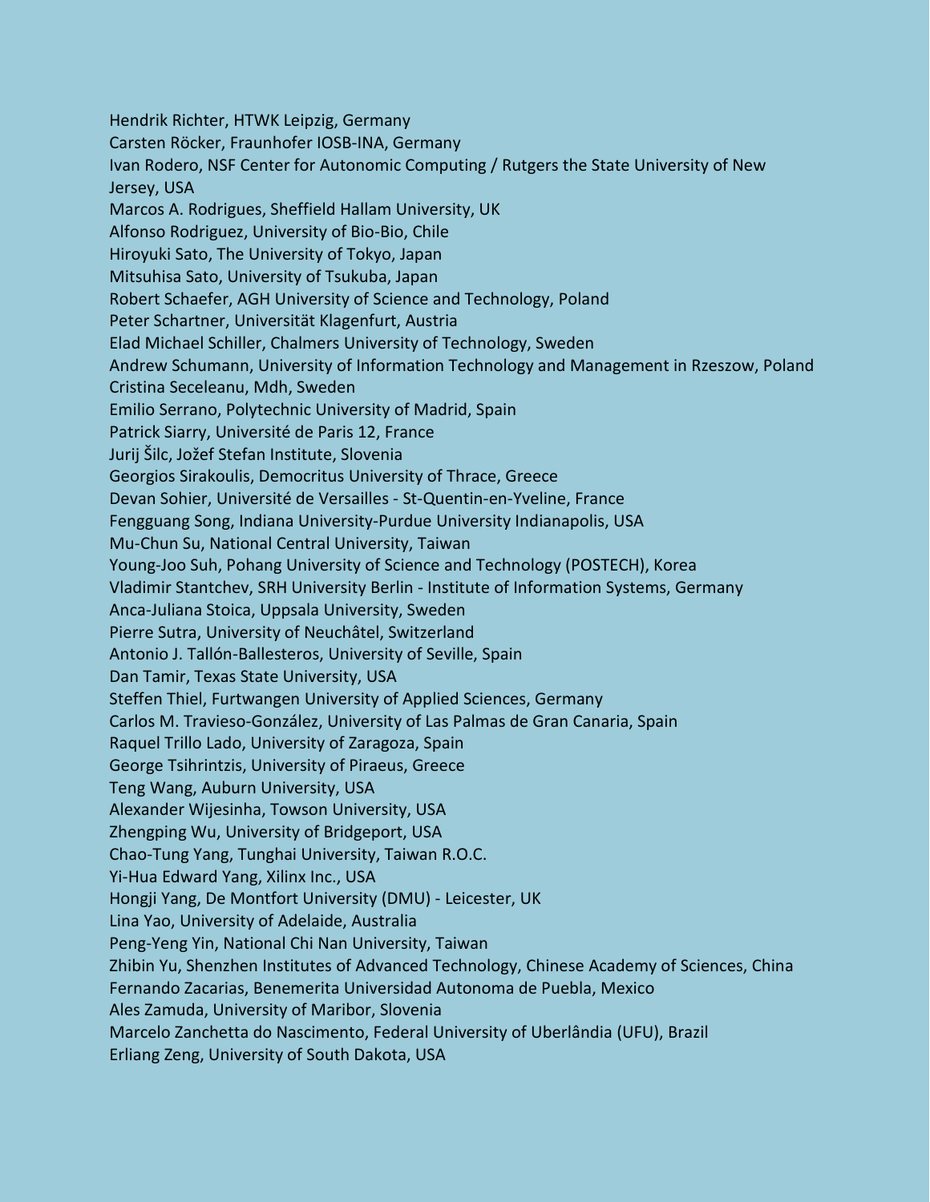Hendrik Richter, HTWK Leipzig, Germany
Carsten Röcker, Fraunhofer IOSB-INA, Germany
Ivan Rodero, NSF Center for Autonomic Computing / Rutgers the State University of New Jersey, USA
Marcos A. Rodrigues, Sheffield Hallam University, UK
Alfonso Rodriguez, University of Bio-Bio, Chile
Hiroyuki Sato, The University of Tokyo, Japan
Mitsuhisa Sato, University of Tsukuba, Japan
Robert Schaefer, AGH University of Science and Technology, Poland
Peter Schartner, Universität Klagenfurt, Austria
Elad Michael Schiller, Chalmers University of Technology, Sweden
Andrew Schumann, University of Information Technology and Management in Rzeszow, Poland
Cristina Seceleanu, Mdh, Sweden
Emilio Serrano, Polytechnic University of Madrid, Spain
Patrick Siarry, Université de Paris 12, France
Jurij Šilc, Jožef Stefan Institute, Slovenia
Georgios Sirakoulis, Democritus University of Thrace, Greece
Devan Sohier, Université de Versailles - St-Quentin-en-Yveline, France
Fengguang Song, Indiana University-Purdue University Indianapolis, USA
Mu-Chun Su, National Central University, Taiwan
Young-Joo Suh, Pohang University of Science and Technology (POSTECH), Korea
Vladimir Stantchev, SRH University Berlin - Institute of Information Systems, Germany
Anca-Juliana Stoica, Uppsala University, Sweden
Pierre Sutra, University of Neuchâtel, Switzerland
Antonio J. Tallón-Ballesteros, University of Seville, Spain
Dan Tamir, Texas State University, USA
Steffen Thiel, Furtwangen University of Applied Sciences, Germany
Carlos M. Travieso-González, University of Las Palmas de Gran Canaria, Spain
Raquel Trillo Lado, University of Zaragoza, Spain
George Tsihrintzis, University of Piraeus, Greece
Teng Wang, Auburn University, USA
Alexander Wijesinha, Towson University, USA
Zhengping Wu, University of Bridgeport, USA
Chao-Tung Yang, Tunghai University, Taiwan R.O.C.
Yi-Hua Edward Yang, Xilinx Inc., USA
Hongji Yang, De Montfort University (DMU) - Leicester, UK
Lina Yao, University of Adelaide, Australia
Peng-Yeng Yin, National Chi Nan University, Taiwan
Zhibin Yu, Shenzhen Institutes of Advanced Technology, Chinese Academy of Sciences, China
Fernando Zacarias, Benemerita Universidad Autonoma de Puebla, Mexico
Ales Zamuda, University of Maribor, Slovenia
Marcelo Zanchetta do Nascimento, Federal University of Uberlândia (UFU), Brazil
Erliang Zeng, University of South Dakota, USA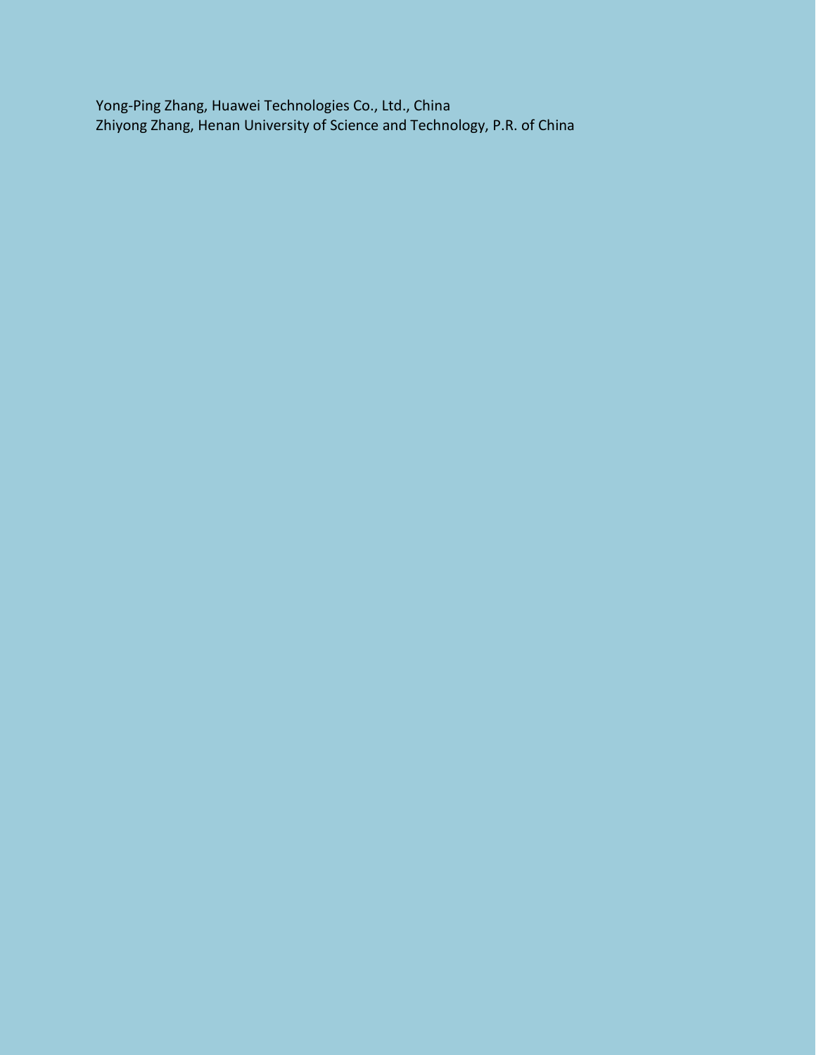Yong-Ping Zhang, Huawei Technologies Co., Ltd., China
Zhiyong Zhang, Henan University of Science and Technology, P.R. of China